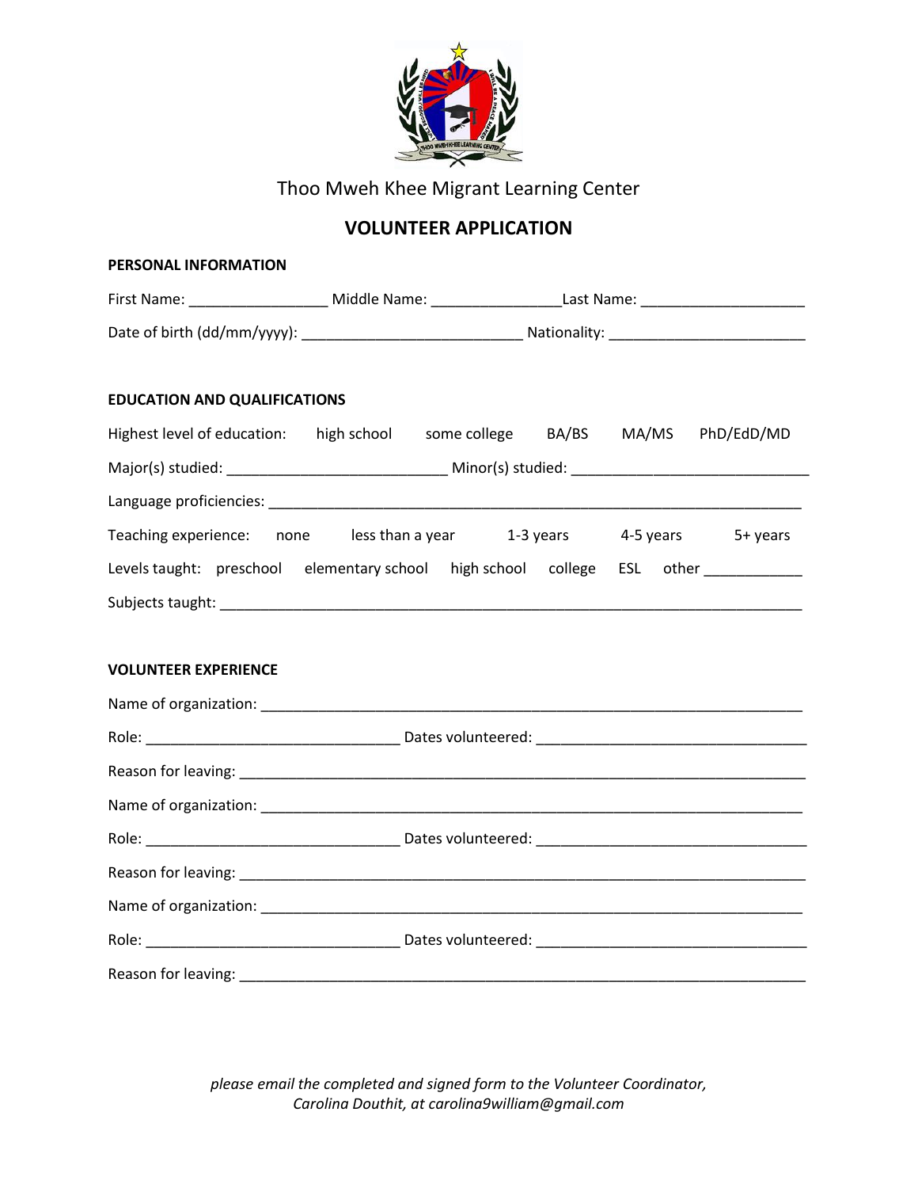Thoo Mweh Khee Migrant Learning Center

# VOLUNTEER APPLICATION

**PERSONAL INFORMATION**

First Name: _________________ Middle Name: ________________Last Name: ____________________

Date of birth (dd/mm/yyyy): ____________________________ Nationality: ________________________

**EDUCATION AND QUALIFICATIONS**

Highest level of education: high school some college BA/BS MA/MS PhD/EdD/MD

Major(s) studied: ___________________________ Minor(s) studied: _____________________________

Language proficiencies: ____________________________________________________________________

Teaching experience: none less than a year 1-3 years 4-5 years 5+ years

Levels taught: preschool elementary school high school college ESL other ____________

Subjects taught: ___________________________________________________________________________

**VOLUNTEER EXPERIENCE**

Name of organization: ______________________________________________________________________

Role: ________________________________ Dates volunteered: __________________________________

Reason for leaving: ________________________________________________________________________

Name of organization: ______________________________________________________________________

Role: ________________________________ Dates volunteered: __________________________________

Reason for leaving: ________________________________________________________________________

Name of organization: ______________________________________________________________________

Role: ________________________________ Dates volunteered: __________________________________

Reason for leaving: ________________________________________________________________________

*please email the completed and signed form to the Volunteer Coordinator, Carolina Douthit, at carolina9william@gmail.com*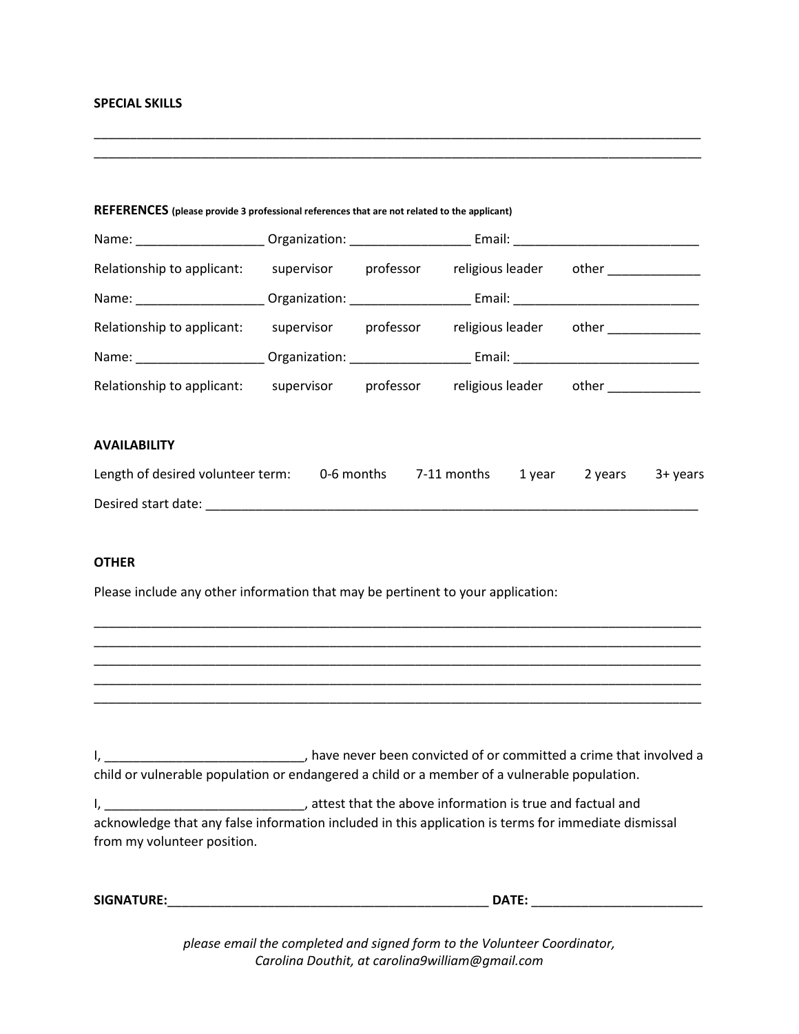**SPECIAL SKILLS**

\_\_\_\_\_\_\_\_\_\_\_\_\_\_\_\_\_\_\_\_\_\_\_\_\_\_\_\_\_\_\_\_\_\_\_\_\_\_\_\_\_\_\_\_\_\_\_\_\_\_\_\_\_\_\_\_\_\_\_\_\_\_\_\_\_\_\_\_\_\_\_\_\_\_\_\_\_\_\_\_\_\_

\_\_\_\_\_\_\_\_\_\_\_\_\_\_\_\_\_\_\_\_\_\_\_\_\_\_\_\_\_\_\_\_\_\_\_\_\_\_\_\_\_\_\_\_\_\_\_\_\_\_\_\_\_\_\_\_\_\_\_\_\_\_\_\_\_\_\_\_\_\_\_\_\_\_\_\_\_\_\_\_\_\_

**REFERENCES** **(please provide 3 professional references that are not related to the applicant)**

Name: __________________ Organization: _________________ Email: __________________________

Relationship to applicant: supervisor professor religious leader other _____________

Name: __________________ Organization: _________________ Email: __________________________

Relationship to applicant: supervisor professor religious leader other _____________

Name: __________________ Organization: _________________ Email: __________________________

Relationship to applicant: supervisor professor religious leader other _____________

**AVAILABILITY**

Length of desired volunteer term: 0-6 months 7-11 months 1 year 2 years 3+ years

Desired start date: ________________________________________________________________________

**OTHER**

Please include any other information that may be pertinent to your application:

\_\_\_\_\_\_\_\_\_\_\_\_\_\_\_\_\_\_\_\_\_\_\_\_\_\_\_\_\_\_\_\_\_\_\_\_\_\_\_\_\_\_\_\_\_\_\_\_\_\_\_\_\_\_\_\_\_\_\_\_\_\_\_\_\_\_\_\_\_\_\_\_\_\_\_\_\_\_\_\_\_\_

\_\_\_\_\_\_\_\_\_\_\_\_\_\_\_\_\_\_\_\_\_\_\_\_\_\_\_\_\_\_\_\_\_\_\_\_\_\_\_\_\_\_\_\_\_\_\_\_\_\_\_\_\_\_\_\_\_\_\_\_\_\_\_\_\_\_\_\_\_\_\_\_\_\_\_\_\_\_\_\_\_\_

\_\_\_\_\_\_\_\_\_\_\_\_\_\_\_\_\_\_\_\_\_\_\_\_\_\_\_\_\_\_\_\_\_\_\_\_\_\_\_\_\_\_\_\_\_\_\_\_\_\_\_\_\_\_\_\_\_\_\_\_\_\_\_\_\_\_\_\_\_\_\_\_\_\_\_\_\_\_\_\_\_\_

\_\_\_\_\_\_\_\_\_\_\_\_\_\_\_\_\_\_\_\_\_\_\_\_\_\_\_\_\_\_\_\_\_\_\_\_\_\_\_\_\_\_\_\_\_\_\_\_\_\_\_\_\_\_\_\_\_\_\_\_\_\_\_\_\_\_\_\_\_\_\_\_\_\_\_\_\_\_\_\_\_\_

\_\_\_\_\_\_\_\_\_\_\_\_\_\_\_\_\_\_\_\_\_\_\_\_\_\_\_\_\_\_\_\_\_\_\_\_\_\_\_\_\_\_\_\_\_\_\_\_\_\_\_\_\_\_\_\_\_\_\_\_\_\_\_\_\_\_\_\_\_\_\_\_\_\_\_\_\_\_\_\_\_\_

I, ____________________________, have never been convicted of or committed a crime that involved a child or vulnerable population or endangered a child or a member of a vulnerable population.

I, ____________________________, attest that the above information is true and factual and acknowledge that any false information included in this application is terms for immediate dismissal from my volunteer position.

**SIGNATURE:**_______________________________________________ **DATE:** ________________________

*please email the completed and signed form to the Volunteer Coordinator, Carolina Douthit, at carolina9william@gmail.com*